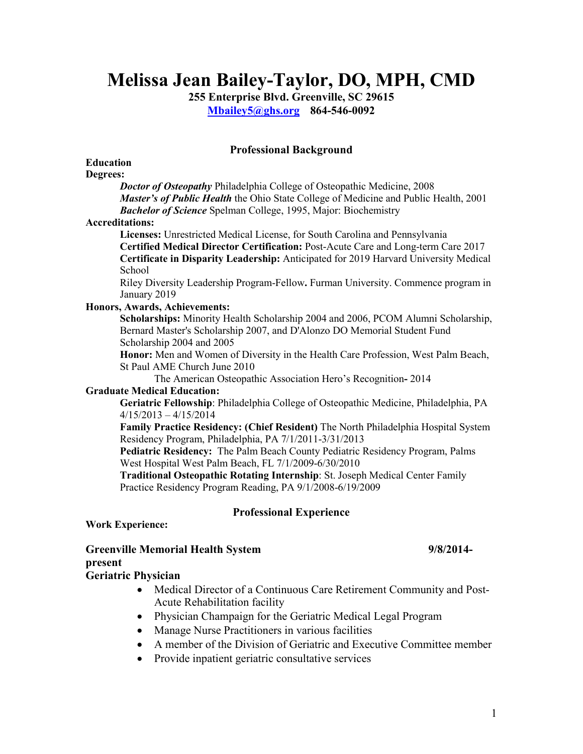# Melissa Jean Bailey-Taylor, DO, MPH, CMD

**255 Enterprise Blvd. Greenville, SC 29615**
**[Mbailey5@ghs.org](mailto:Mbailey5@ghs.org)    864-546-0092**

## Professional Background

**Education**

**Degrees:**

***Doctor of Osteopathy*** Philadelphia College of Osteopathic Medicine, 2008
***Master's of Public Health*** the Ohio State College of Medicine and Public Health, 2001
***Bachelor of Science*** Spelman College, 1995, Major: Biochemistry

**Accreditations:**

**Licenses:** Unrestricted Medical License, for South Carolina and Pennsylvania
**Certified Medical Director Certification:** Post-Acute Care and Long-term Care 2017
**Certificate in Disparity Leadership:** Anticipated for 2019 Harvard University Medical School
Riley Diversity Leadership Program-Fellow**.** Furman University. Commence program in January 2019

**Honors, Awards, Achievements:**

**Scholarships:** Minority Health Scholarship 2004 and 2006, PCOM Alumni Scholarship, Bernard Master's Scholarship 2007, and D'Alonzo DO Memorial Student Fund Scholarship 2004 and 2005
**Honor:** Men and Women of Diversity in the Health Care Profession, West Palm Beach, St Paul AME Church June 2010
The American Osteopathic Association Hero's Recognition**-** 2014

**Graduate Medical Education:**

**Geriatric Fellowship**: Philadelphia College of Osteopathic Medicine, Philadelphia, PA 4/15/2013 – 4/15/2014
**Family Practice Residency: (Chief Resident)** The North Philadelphia Hospital System Residency Program, Philadelphia, PA 7/1/2011-3/31/2013
**Pediatric Residency:** The Palm Beach County Pediatric Residency Program, Palms West Hospital West Palm Beach, FL 7/1/2009-6/30/2010
**Traditional Osteopathic Rotating Internship**: St. Joseph Medical Center Family Practice Residency Program Reading, PA 9/1/2008-6/19/2009

## Professional Experience

**Work Experience:**

**Greenville Memorial Health System 9/8/2014-present**
**Geriatric Physician**

- Medical Director of a Continuous Care Retirement Community and Post-Acute Rehabilitation facility
- Physician Champaign for the Geriatric Medical Legal Program
- Manage Nurse Practitioners in various facilities
- A member of the Division of Geriatric and Executive Committee member
- Provide inpatient geriatric consultative services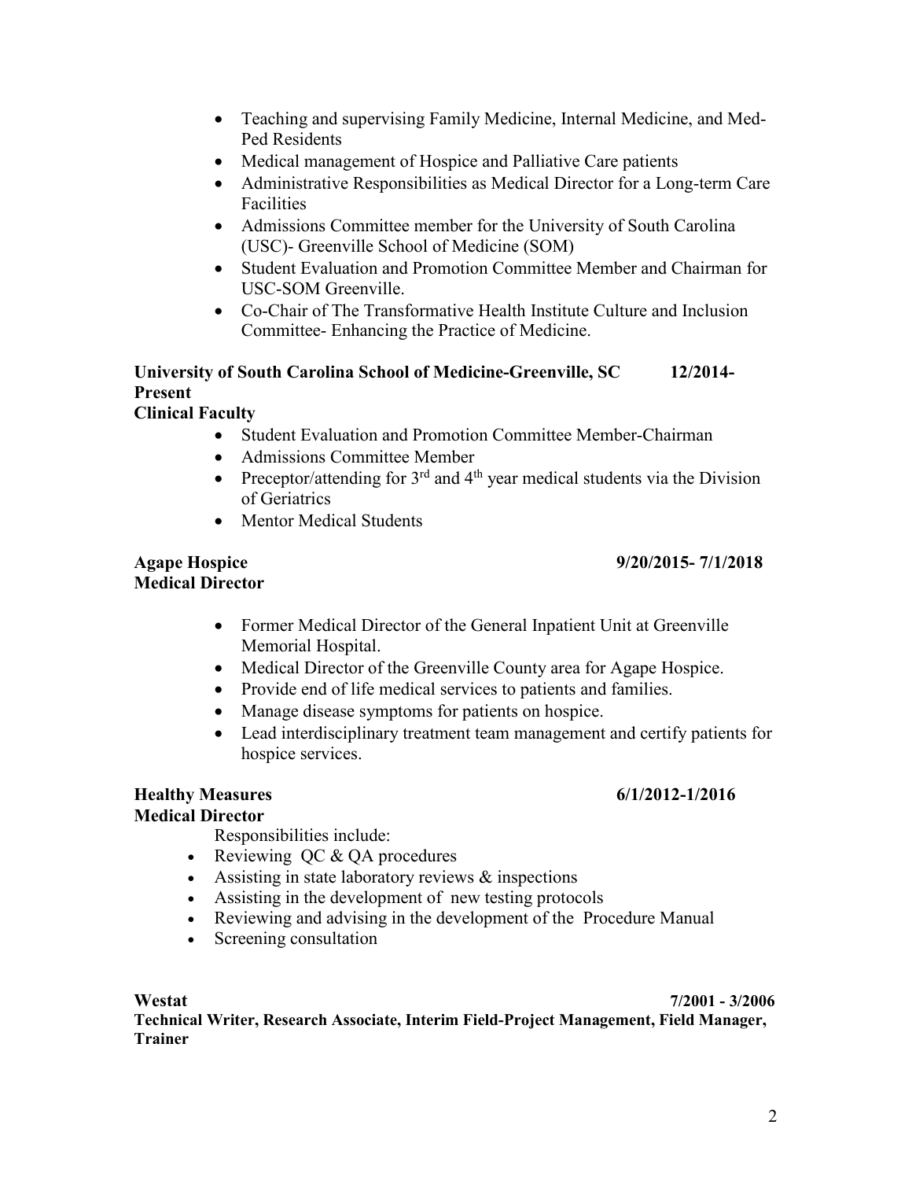- Teaching and supervising Family Medicine, Internal Medicine, and Med-Ped Residents
- Medical management of Hospice and Palliative Care patients
- Administrative Responsibilities as Medical Director for a Long-term Care Facilities
- Admissions Committee member for the University of South Carolina (USC)- Greenville School of Medicine (SOM)
- Student Evaluation and Promotion Committee Member and Chairman for USC-SOM Greenville.
- Co-Chair of The Transformative Health Institute Culture and Inclusion Committee- Enhancing the Practice of Medicine.

**University of South Carolina School of Medicine-Greenville, SC 12/2014-Present**
**Clinical Faculty**

- Student Evaluation and Promotion Committee Member-Chairman
- Admissions Committee Member
- Preceptor/attending for 3rd and 4th year medical students via the Division of Geriatrics
- Mentor Medical Students

**Agape Hospice 9/20/2015- 7/1/2018**
**Medical Director**

- Former Medical Director of the General Inpatient Unit at Greenville Memorial Hospital.
- Medical Director of the Greenville County area for Agape Hospice.
- Provide end of life medical services to patients and families.
- Manage disease symptoms for patients on hospice.
- Lead interdisciplinary treatment team management and certify patients for hospice services.

**Healthy Measures 6/1/2012-1/2016**
**Medical Director**

Responsibilities include:

- Reviewing QC & QA procedures
- Assisting in state laboratory reviews & inspections
- Assisting in the development of new testing protocols
- Reviewing and advising in the development of the Procedure Manual
- Screening consultation

**Westat 7/2001 - 3/2006**
**Technical Writer, Research Associate, Interim Field-Project Management, Field Manager, Trainer**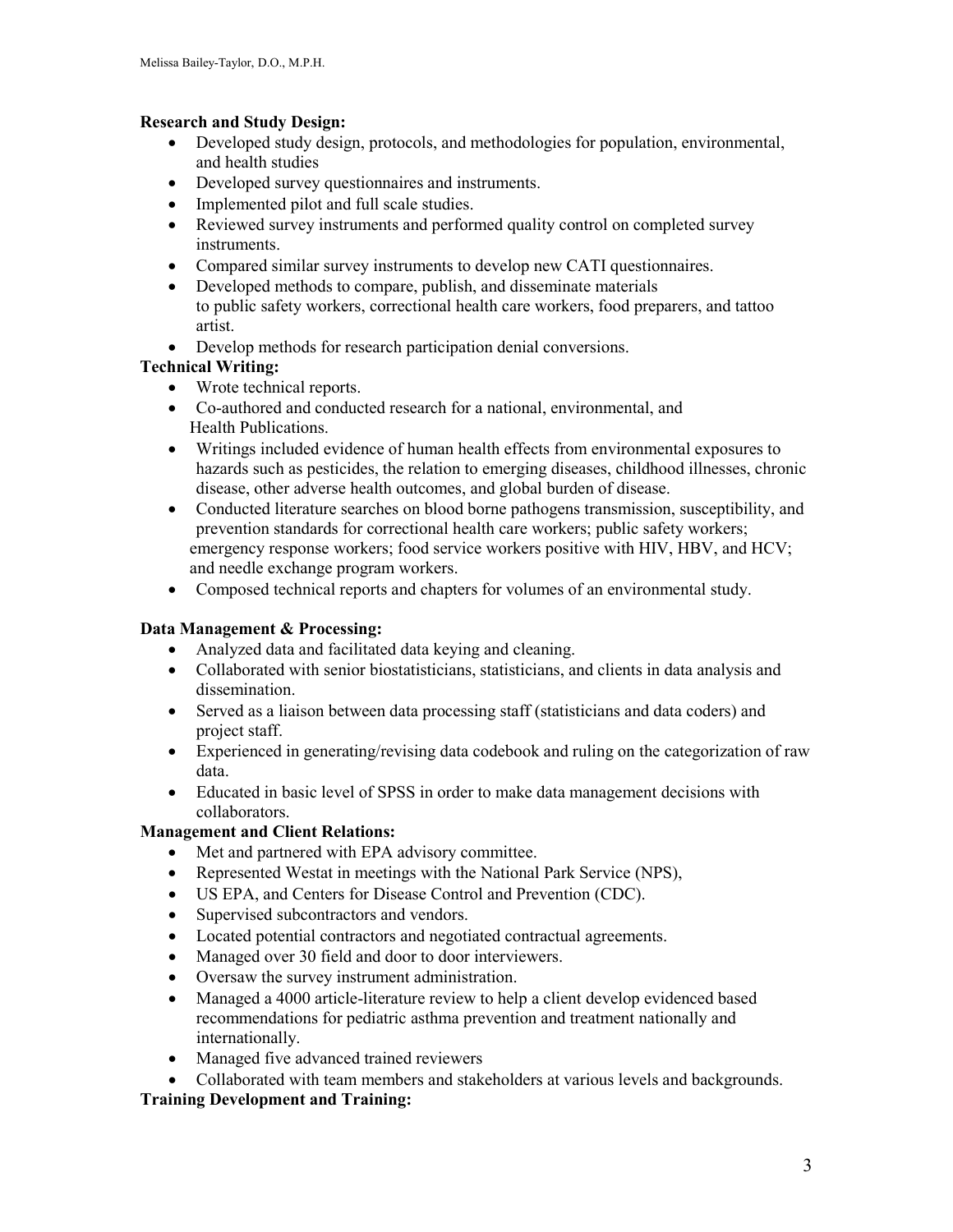**Research and Study Design:**

- Developed study design, protocols, and methodologies for population, environmental, and health studies
- Developed survey questionnaires and instruments.
- Implemented pilot and full scale studies.
- Reviewed survey instruments and performed quality control on completed survey instruments.
- Compared similar survey instruments to develop new CATI questionnaires.
- Developed methods to compare, publish, and disseminate materials to public safety workers, correctional health care workers, food preparers, and tattoo artist.
- Develop methods for research participation denial conversions.

**Technical Writing:**

- Wrote technical reports.
- Co-authored and conducted research for a national, environmental, and Health Publications.
- Writings included evidence of human health effects from environmental exposures to hazards such as pesticides, the relation to emerging diseases, childhood illnesses, chronic disease, other adverse health outcomes, and global burden of disease.
- Conducted literature searches on blood borne pathogens transmission, susceptibility, and prevention standards for correctional health care workers; public safety workers; emergency response workers; food service workers positive with HIV, HBV, and HCV; and needle exchange program workers.
- Composed technical reports and chapters for volumes of an environmental study.

**Data Management & Processing:**

- Analyzed data and facilitated data keying and cleaning.
- Collaborated with senior biostatisticians, statisticians, and clients in data analysis and dissemination.
- Served as a liaison between data processing staff (statisticians and data coders) and project staff.
- Experienced in generating/revising data codebook and ruling on the categorization of raw data.
- Educated in basic level of SPSS in order to make data management decisions with collaborators.

**Management and Client Relations:**

- Met and partnered with EPA advisory committee.
- Represented Westat in meetings with the National Park Service (NPS),
- US EPA, and Centers for Disease Control and Prevention (CDC).
- Supervised subcontractors and vendors.
- Located potential contractors and negotiated contractual agreements.
- Managed over 30 field and door to door interviewers.
- Oversaw the survey instrument administration.
- Managed a 4000 article-literature review to help a client develop evidenced based recommendations for pediatric asthma prevention and treatment nationally and internationally.
- Managed five advanced trained reviewers
- Collaborated with team members and stakeholders at various levels and backgrounds.

**Training Development and Training:**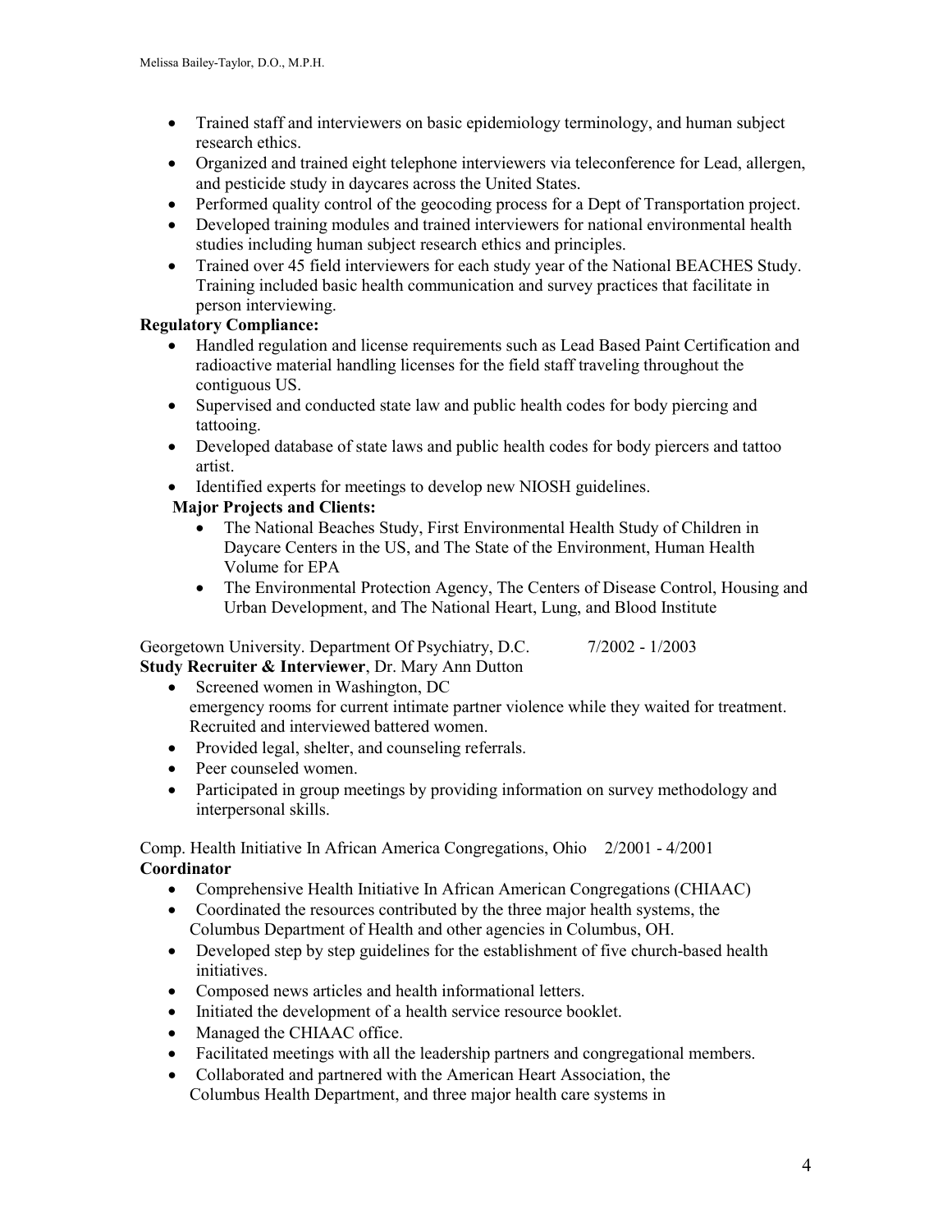- Trained staff and interviewers on basic epidemiology terminology, and human subject research ethics.
- Organized and trained eight telephone interviewers via teleconference for Lead, allergen, and pesticide study in daycares across the United States.
- Performed quality control of the geocoding process for a Dept of Transportation project.
- Developed training modules and trained interviewers for national environmental health studies including human subject research ethics and principles.
- Trained over 45 field interviewers for each study year of the National BEACHES Study. Training included basic health communication and survey practices that facilitate in person interviewing.

**Regulatory Compliance:**

- Handled regulation and license requirements such as Lead Based Paint Certification and radioactive material handling licenses for the field staff traveling throughout the contiguous US.
- Supervised and conducted state law and public health codes for body piercing and tattooing.
- Developed database of state laws and public health codes for body piercers and tattoo artist.
- Identified experts for meetings to develop new NIOSH guidelines.

**Major Projects and Clients:**

- The National Beaches Study, First Environmental Health Study of Children in Daycare Centers in the US, and The State of the Environment, Human Health Volume for EPA
- The Environmental Protection Agency, The Centers of Disease Control, Housing and Urban Development, and The National Heart, Lung, and Blood Institute

Georgetown University. Department Of Psychiatry, D.C. 7/2002 - 1/2003
**Study Recruiter & Interviewer**, Dr. Mary Ann Dutton

- Screened women in Washington, DC emergency rooms for current intimate partner violence while they waited for treatment. Recruited and interviewed battered women.
- Provided legal, shelter, and counseling referrals.
- Peer counseled women.
- Participated in group meetings by providing information on survey methodology and interpersonal skills.

Comp. Health Initiative In African America Congregations, Ohio 2/2001 - 4/2001
**Coordinator**

- Comprehensive Health Initiative In African American Congregations (CHIAAC)
- Coordinated the resources contributed by the three major health systems, the Columbus Department of Health and other agencies in Columbus, OH.
- Developed step by step guidelines for the establishment of five church-based health initiatives.
- Composed news articles and health informational letters.
- Initiated the development of a health service resource booklet.
- Managed the CHIAAC office.
- Facilitated meetings with all the leadership partners and congregational members.
- Collaborated and partnered with the American Heart Association, the Columbus Health Department, and three major health care systems in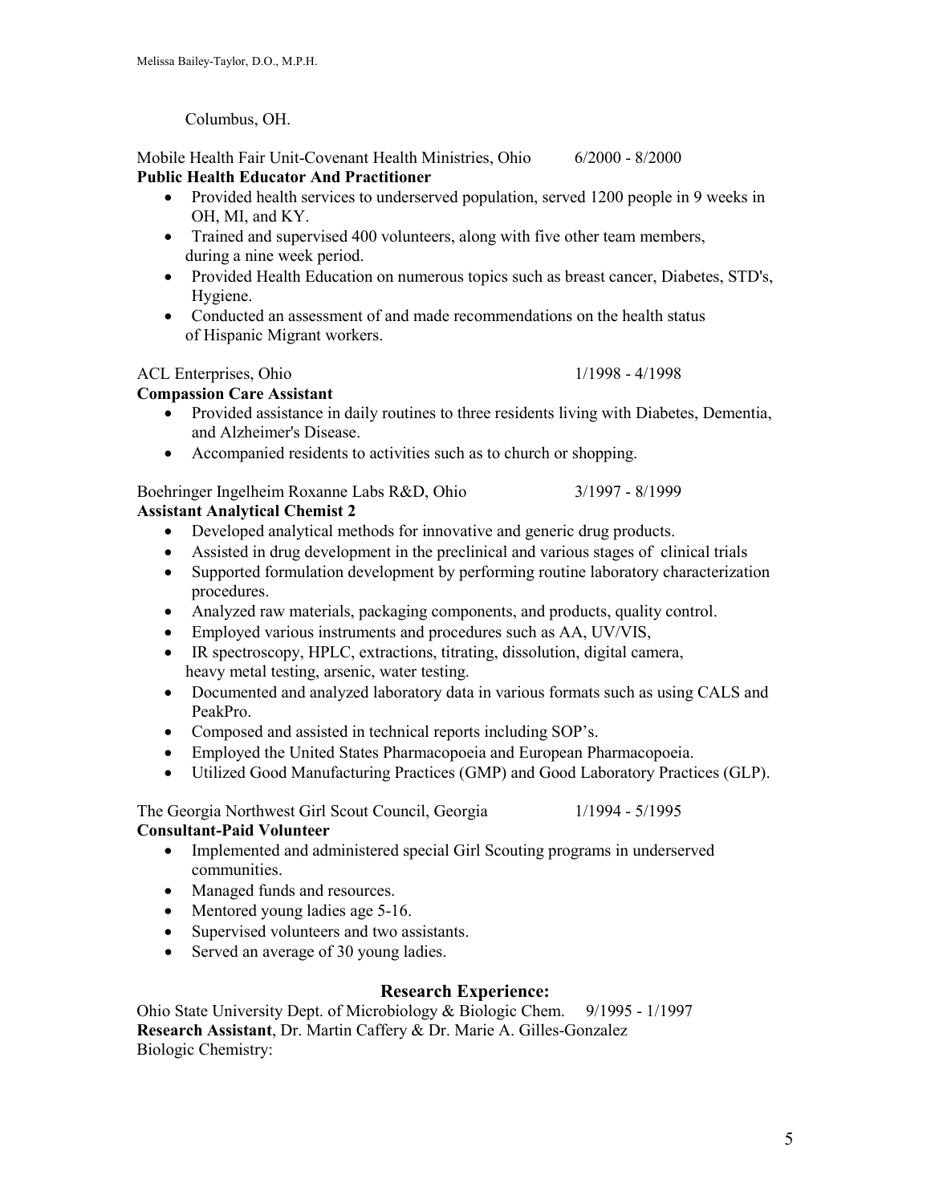Columbus, OH.

Mobile Health Fair Unit-Covenant Health Ministries, Ohio 6/2000 - 8/2000
**Public Health Educator And Practitioner**

- Provided health services to underserved population, served 1200 people in 9 weeks in OH, MI, and KY.
- Trained and supervised 400 volunteers, along with five other team members, during a nine week period.
- Provided Health Education on numerous topics such as breast cancer, Diabetes, STD's, Hygiene.
- Conducted an assessment of and made recommendations on the health status of Hispanic Migrant workers.

ACL Enterprises, Ohio 1/1998 - 4/1998
**Compassion Care Assistant**

- Provided assistance in daily routines to three residents living with Diabetes, Dementia, and Alzheimer's Disease.
- Accompanied residents to activities such as to church or shopping.

Boehringer Ingelheim Roxanne Labs R&D, Ohio 3/1997 - 8/1999
**Assistant Analytical Chemist 2**

- Developed analytical methods for innovative and generic drug products.
- Assisted in drug development in the preclinical and various stages of clinical trials
- Supported formulation development by performing routine laboratory characterization procedures.
- Analyzed raw materials, packaging components, and products, quality control.
- Employed various instruments and procedures such as AA, UV/VIS,
- IR spectroscopy, HPLC, extractions, titrating, dissolution, digital camera, heavy metal testing, arsenic, water testing.
- Documented and analyzed laboratory data in various formats such as using CALS and PeakPro.
- Composed and assisted in technical reports including SOP's.
- Employed the United States Pharmacopoeia and European Pharmacopoeia.
- Utilized Good Manufacturing Practices (GMP) and Good Laboratory Practices (GLP).

The Georgia Northwest Girl Scout Council, Georgia 1/1994 - 5/1995
**Consultant-Paid Volunteer**

- Implemented and administered special Girl Scouting programs in underserved communities.
- Managed funds and resources.
- Mentored young ladies age 5-16.
- Supervised volunteers and two assistants.
- Served an average of 30 young ladies.

## Research Experience:

Ohio State University Dept. of Microbiology & Biologic Chem. 9/1995 - 1/1997
**Research Assistant**, Dr. Martin Caffery & Dr. Marie A. Gilles-Gonzalez
Biologic Chemistry: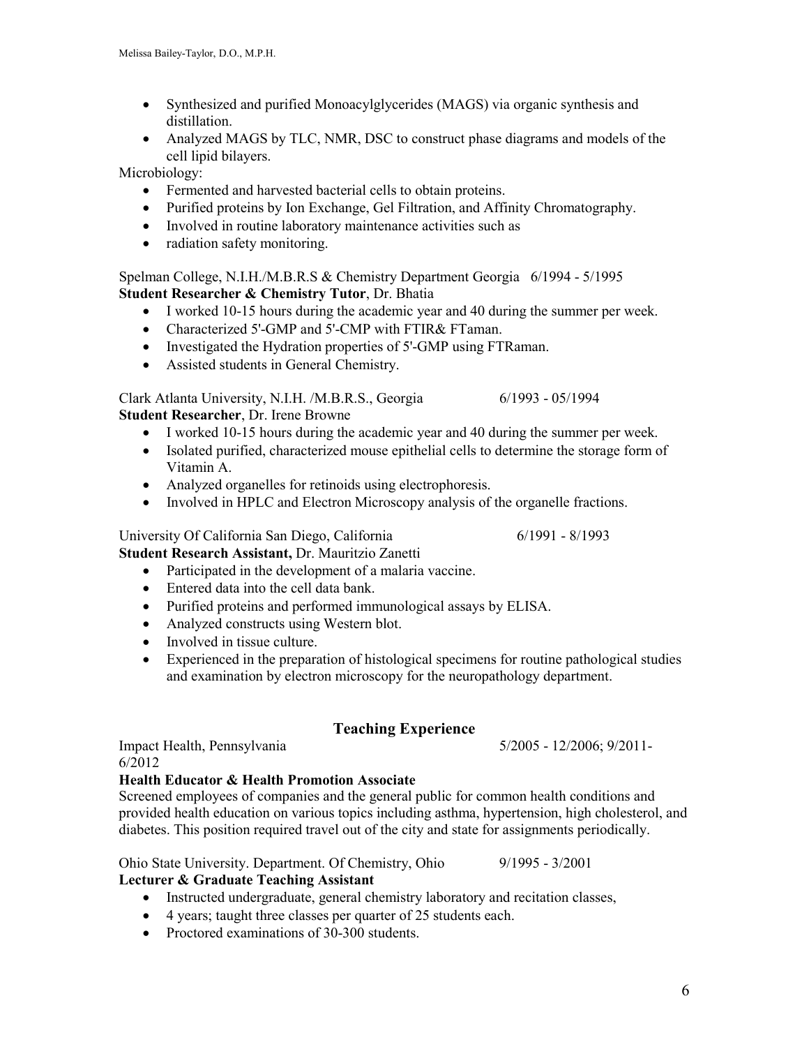- Synthesized and purified Monoacylglycerides (MAGS) via organic synthesis and distillation.
- Analyzed MAGS by TLC, NMR, DSC to construct phase diagrams and models of the cell lipid bilayers.

Microbiology:

- Fermented and harvested bacterial cells to obtain proteins.
- Purified proteins by Ion Exchange, Gel Filtration, and Affinity Chromatography.
- Involved in routine laboratory maintenance activities such as
- radiation safety monitoring.

Spelman College, N.I.H./M.B.R.S & Chemistry Department Georgia 6/1994 - 5/1995
**Student Researcher & Chemistry Tutor**, Dr. Bhatia

- I worked 10-15 hours during the academic year and 40 during the summer per week.
- Characterized 5'-GMP and 5'-CMP with FTIR& FTaman.
- Investigated the Hydration properties of 5'-GMP using FTRaman.
- Assisted students in General Chemistry.

Clark Atlanta University, N.I.H. /M.B.R.S., Georgia 6/1993 - 05/1994
**Student Researcher**, Dr. Irene Browne

- I worked 10-15 hours during the academic year and 40 during the summer per week.
- Isolated purified, characterized mouse epithelial cells to determine the storage form of Vitamin A.
- Analyzed organelles for retinoids using electrophoresis.
- Involved in HPLC and Electron Microscopy analysis of the organelle fractions.

University Of California San Diego, California 6/1991 - 8/1993
**Student Research Assistant,** Dr. Mauritzio Zanetti

- Participated in the development of a malaria vaccine.
- Entered data into the cell data bank.
- Purified proteins and performed immunological assays by ELISA.
- Analyzed constructs using Western blot.
- Involved in tissue culture.
- Experienced in the preparation of histological specimens for routine pathological studies and examination by electron microscopy for the neuropathology department.

## Teaching Experience

Impact Health, Pennsylvania 5/2005 - 12/2006; 9/2011-6/2012
**Health Educator & Health Promotion Associate**
Screened employees of companies and the general public for common health conditions and provided health education on various topics including asthma, hypertension, high cholesterol, and diabetes. This position required travel out of the city and state for assignments periodically.

Ohio State University. Department. Of Chemistry, Ohio 9/1995 - 3/2001
**Lecturer & Graduate Teaching Assistant**

- Instructed undergraduate, general chemistry laboratory and recitation classes,
- 4 years; taught three classes per quarter of 25 students each.
- Proctored examinations of 30-300 students.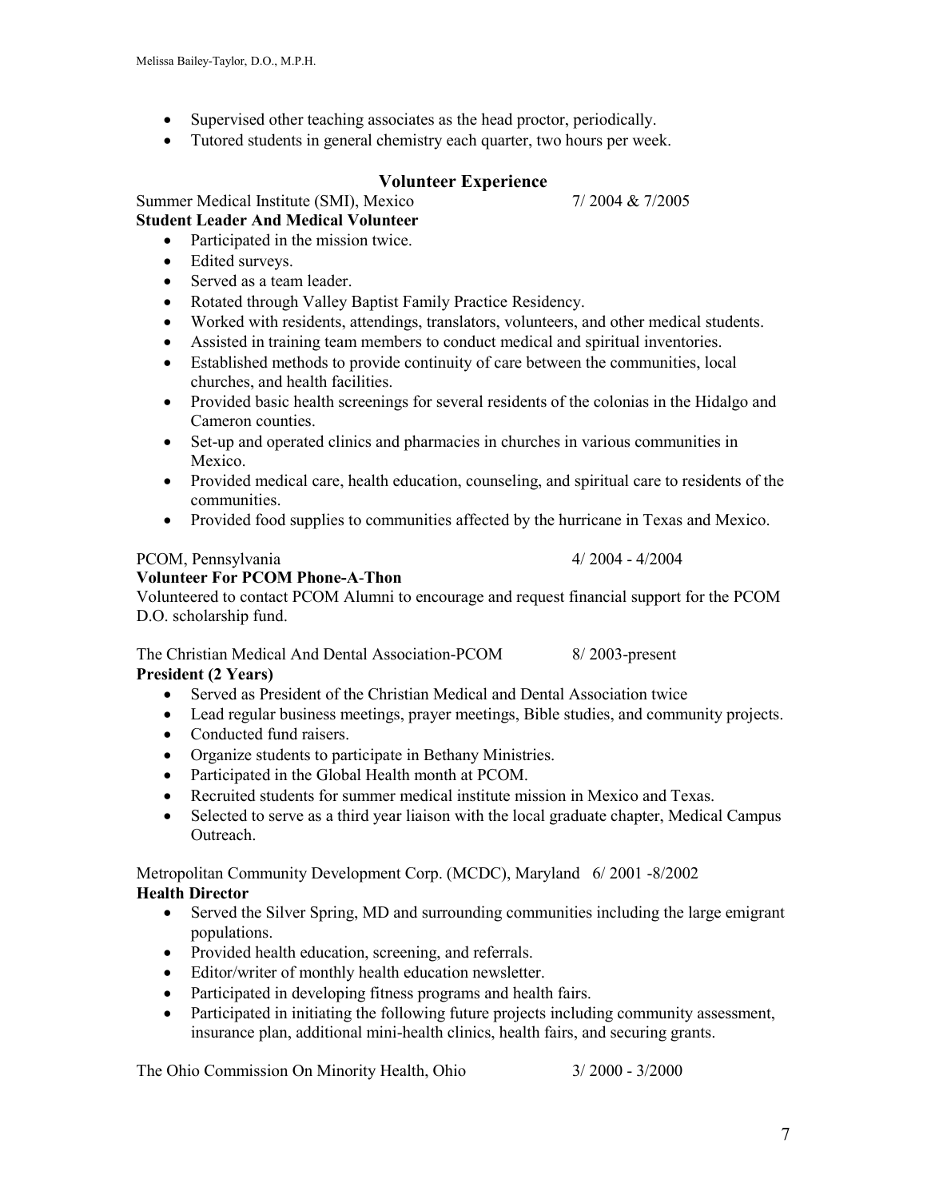- Supervised other teaching associates as the head proctor, periodically.
- Tutored students in general chemistry each quarter, two hours per week.

## Volunteer Experience

Summer Medical Institute (SMI), Mexico 7/ 2004 & 7/2005
**Student Leader And Medical Volunteer**

- Participated in the mission twice.
- Edited surveys.
- Served as a team leader.
- Rotated through Valley Baptist Family Practice Residency.
- Worked with residents, attendings, translators, volunteers, and other medical students.
- Assisted in training team members to conduct medical and spiritual inventories.
- Established methods to provide continuity of care between the communities, local churches, and health facilities.
- Provided basic health screenings for several residents of the colonias in the Hidalgo and Cameron counties.
- Set-up and operated clinics and pharmacies in churches in various communities in Mexico.
- Provided medical care, health education, counseling, and spiritual care to residents of the communities.
- Provided food supplies to communities affected by the hurricane in Texas and Mexico.

PCOM, Pennsylvania 4/ 2004 - 4/2004
**Volunteer For PCOM Phone-A-Thon**
Volunteered to contact PCOM Alumni to encourage and request financial support for the PCOM D.O. scholarship fund.

The Christian Medical And Dental Association-PCOM 8/ 2003-present
**President (2 Years)**

- Served as President of the Christian Medical and Dental Association twice
- Lead regular business meetings, prayer meetings, Bible studies, and community projects.
- Conducted fund raisers.
- Organize students to participate in Bethany Ministries.
- Participated in the Global Health month at PCOM.
- Recruited students for summer medical institute mission in Mexico and Texas.
- Selected to serve as a third year liaison with the local graduate chapter, Medical Campus Outreach.

Metropolitan Community Development Corp. (MCDC), Maryland 6/ 2001 -8/2002
**Health Director**

- Served the Silver Spring, MD and surrounding communities including the large emigrant populations.
- Provided health education, screening, and referrals.
- Editor/writer of monthly health education newsletter.
- Participated in developing fitness programs and health fairs.
- Participated in initiating the following future projects including community assessment, insurance plan, additional mini-health clinics, health fairs, and securing grants.

The Ohio Commission On Minority Health, Ohio 3/ 2000 - 3/2000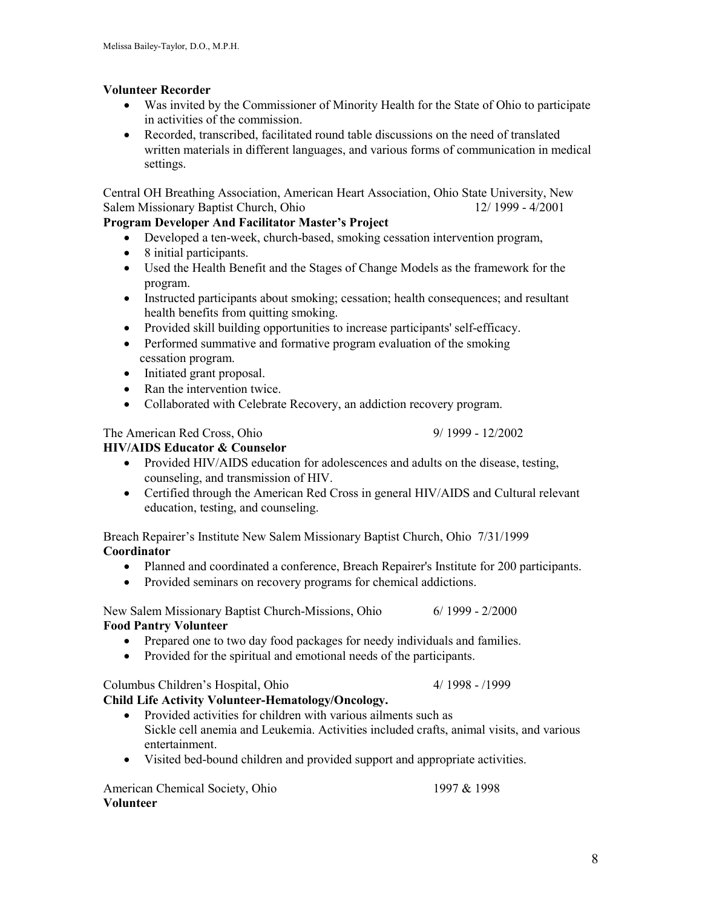**Volunteer Recorder**

- Was invited by the Commissioner of Minority Health for the State of Ohio to participate in activities of the commission.
- Recorded, transcribed, facilitated round table discussions on the need of translated written materials in different languages, and various forms of communication in medical settings.

Central OH Breathing Association, American Heart Association, Ohio State University, New Salem Missionary Baptist Church, Ohio 12/ 1999 - 4/2001

**Program Developer And Facilitator Master's Project**

- Developed a ten-week, church-based, smoking cessation intervention program,
- 8 initial participants.
- Used the Health Benefit and the Stages of Change Models as the framework for the program.
- Instructed participants about smoking; cessation; health consequences; and resultant health benefits from quitting smoking.
- Provided skill building opportunities to increase participants' self-efficacy.
- Performed summative and formative program evaluation of the smoking cessation program.
- Initiated grant proposal.
- Ran the intervention twice.
- Collaborated with Celebrate Recovery, an addiction recovery program.

The American Red Cross, Ohio 9/ 1999 - 12/2002

**HIV/AIDS Educator & Counselor**

- Provided HIV/AIDS education for adolescences and adults on the disease, testing, counseling, and transmission of HIV.
- Certified through the American Red Cross in general HIV/AIDS and Cultural relevant education, testing, and counseling.

Breach Repairer's Institute New Salem Missionary Baptist Church, Ohio 7/31/1999

**Coordinator**

- Planned and coordinated a conference, Breach Repairer's Institute for 200 participants.
- Provided seminars on recovery programs for chemical addictions.

New Salem Missionary Baptist Church-Missions, Ohio 6/ 1999 - 2/2000

**Food Pantry Volunteer**

- Prepared one to two day food packages for needy individuals and families.
- Provided for the spiritual and emotional needs of the participants.

Columbus Children's Hospital, Ohio 4/ 1998 - /1999

**Child Life Activity Volunteer-Hematology/Oncology.**

- Provided activities for children with various ailments such as Sickle cell anemia and Leukemia. Activities included crafts, animal visits, and various entertainment.
- Visited bed-bound children and provided support and appropriate activities.

American Chemical Society, Ohio 1997 & 1998

**Volunteer**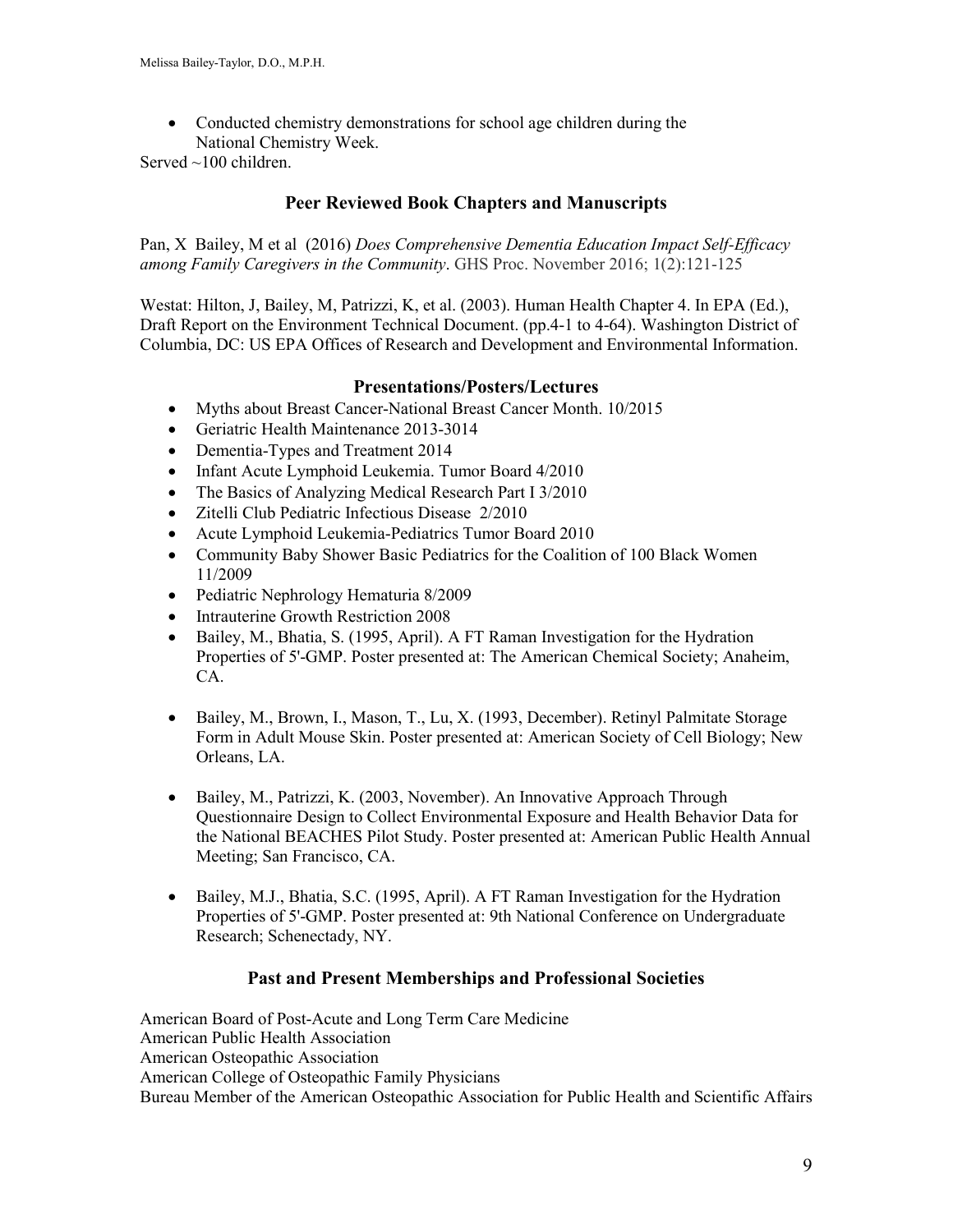- Conducted chemistry demonstrations for school age children during the National Chemistry Week.

Served ~100 children.

## Peer Reviewed Book Chapters and Manuscripts

Pan, X Bailey, M et al (2016) *Does Comprehensive Dementia Education Impact Self-Efficacy among Family Caregivers in the Community*. GHS Proc. November 2016; 1(2):121-125

Westat: Hilton, J, Bailey, M, Patrizzi, K, et al. (2003). Human Health Chapter 4. In EPA (Ed.), Draft Report on the Environment Technical Document. (pp.4-1 to 4-64). Washington District of Columbia, DC: US EPA Offices of Research and Development and Environmental Information.

## Presentations/Posters/Lectures

- Myths about Breast Cancer-National Breast Cancer Month. 10/2015
- Geriatric Health Maintenance 2013-3014
- Dementia-Types and Treatment 2014
- Infant Acute Lymphoid Leukemia. Tumor Board 4/2010
- The Basics of Analyzing Medical Research Part I 3/2010
- Zitelli Club Pediatric Infectious Disease 2/2010
- Acute Lymphoid Leukemia-Pediatrics Tumor Board 2010
- Community Baby Shower Basic Pediatrics for the Coalition of 100 Black Women 11/2009
- Pediatric Nephrology Hematuria 8/2009
- Intrauterine Growth Restriction 2008
- Bailey, M., Bhatia, S. (1995, April). A FT Raman Investigation for the Hydration Properties of 5'-GMP. Poster presented at: The American Chemical Society; Anaheim, CA.
- Bailey, M., Brown, I., Mason, T., Lu, X. (1993, December). Retinyl Palmitate Storage Form in Adult Mouse Skin. Poster presented at: American Society of Cell Biology; New Orleans, LA.
- Bailey, M., Patrizzi, K. (2003, November). An Innovative Approach Through Questionnaire Design to Collect Environmental Exposure and Health Behavior Data for the National BEACHES Pilot Study. Poster presented at: American Public Health Annual Meeting; San Francisco, CA.
- Bailey, M.J., Bhatia, S.C. (1995, April). A FT Raman Investigation for the Hydration Properties of 5'-GMP. Poster presented at: 9th National Conference on Undergraduate Research; Schenectady, NY.

## Past and Present Memberships and Professional Societies

American Board of Post-Acute and Long Term Care Medicine
American Public Health Association
American Osteopathic Association
American College of Osteopathic Family Physicians
Bureau Member of the American Osteopathic Association for Public Health and Scientific Affairs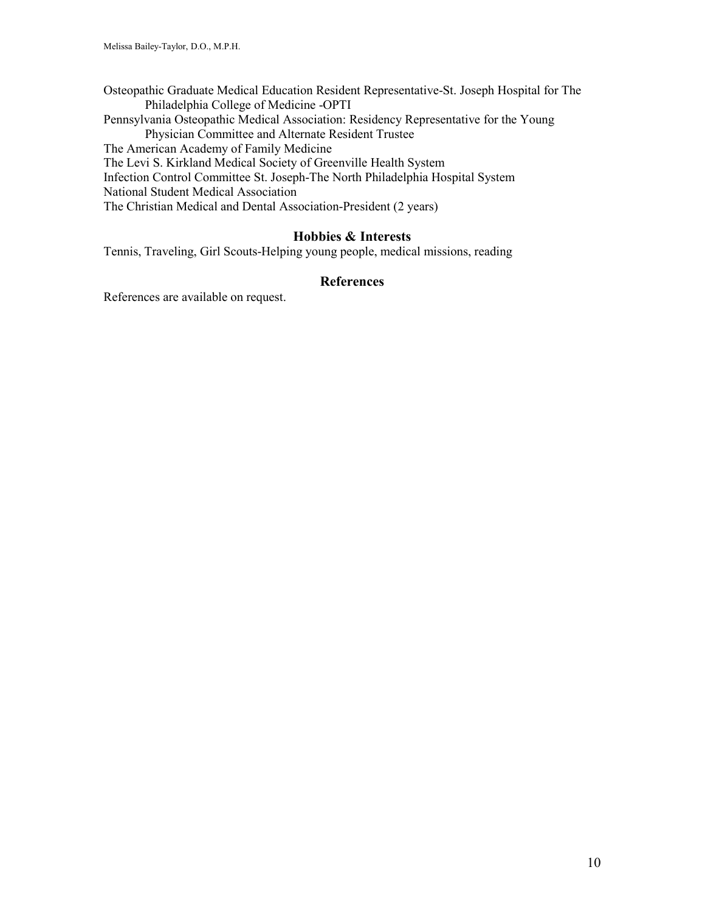Osteopathic Graduate Medical Education Resident Representative-St. Joseph Hospital for The Philadelphia College of Medicine -OPTI

Pennsylvania Osteopathic Medical Association: Residency Representative for the Young Physician Committee and Alternate Resident Trustee

The American Academy of Family Medicine

The Levi S. Kirkland Medical Society of Greenville Health System

Infection Control Committee St. Joseph-The North Philadelphia Hospital System

National Student Medical Association

The Christian Medical and Dental Association-President (2 years)

## Hobbies & Interests

Tennis, Traveling, Girl Scouts-Helping young people, medical missions, reading

## References

References are available on request.